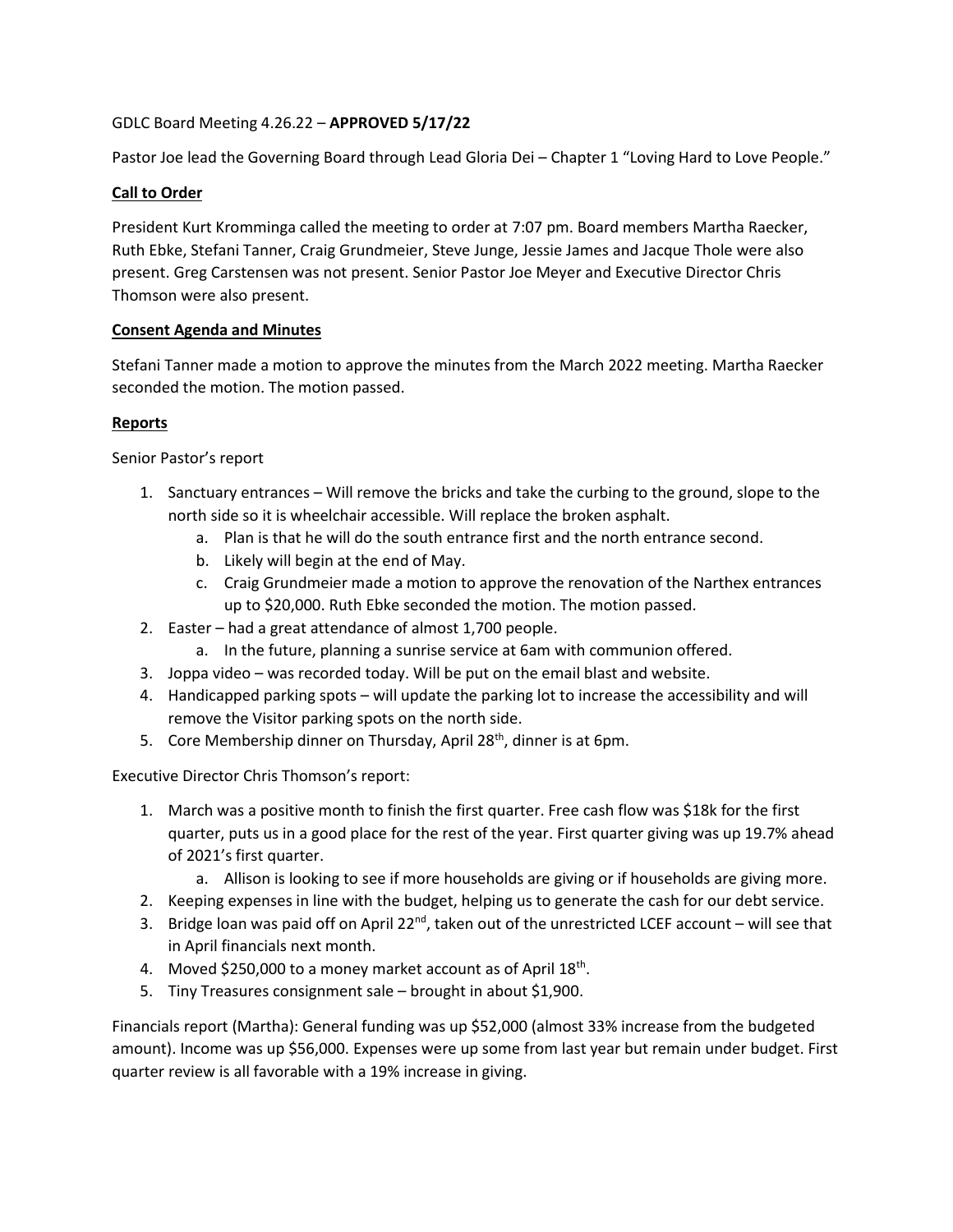GDLC Board Meeting 4.26.22 – **APPROVED 5/17/22**

Pastor Joe lead the Governing Board through Lead Gloria Dei – Chapter 1 "Loving Hard to Love People."

**Call to Order**

President Kurt Krumminga called the meeting to order at 7:07 pm. Board members Martha Raecker, Ruth Ebke, Stefani Tanner, Craig Grundmeier, Steve Junge, Jessie James and Jacque Thole were also present. Greg Carstensen was not present. Senior Pastor Joe Meyer and Executive Director Chris Thomson were also present.

**Consent Agenda and Minutes**

Stefani Tanner made a motion to approve the minutes from the March 2022 meeting. Martha Raecker seconded the motion. The motion passed.

**Reports**

Senior Pastor's report

1. Sanctuary entrances – Will remove the bricks and take the curbing to the ground, slope to the north side so it is wheelchair accessible. Will replace the broken asphalt.
   a. Plan is that he will do the south entrance first and the north entrance second.
   b. Likely will begin at the end of May.
   c. Craig Grundmeier made a motion to approve the renovation of the Narthex entrances up to $20,000. Ruth Ebke seconded the motion. The motion passed.
2. Easter – had a great attendance of almost 1,700 people.
   a. In the future, planning a sunrise service at 6am with communion offered.
3. Joppa video – was recorded today. Will be put on the email blast and website.
4. Handicapped parking spots – will update the parking lot to increase the accessibility and will remove the Visitor parking spots on the north side.
5. Core Membership dinner on Thursday, April 28th, dinner is at 6pm.

Executive Director Chris Thomson's report:

1. March was a positive month to finish the first quarter. Free cash flow was $18k for the first quarter, puts us in a good place for the rest of the year. First quarter giving was up 19.7% ahead of 2021's first quarter.
   a. Allison is looking to see if more households are giving or if households are giving more.
2. Keeping expenses in line with the budget, helping us to generate the cash for our debt service.
3. Bridge loan was paid off on April 22nd, taken out of the unrestricted LCEF account – will see that in April financials next month.
4. Moved $250,000 to a money market account as of April 18th.
5. Tiny Treasures consignment sale – brought in about $1,900.

Financials report (Martha): General funding was up $52,000 (almost 33% increase from the budgeted amount). Income was up $56,000. Expenses were up some from last year but remain under budget. First quarter review is all favorable with a 19% increase in giving.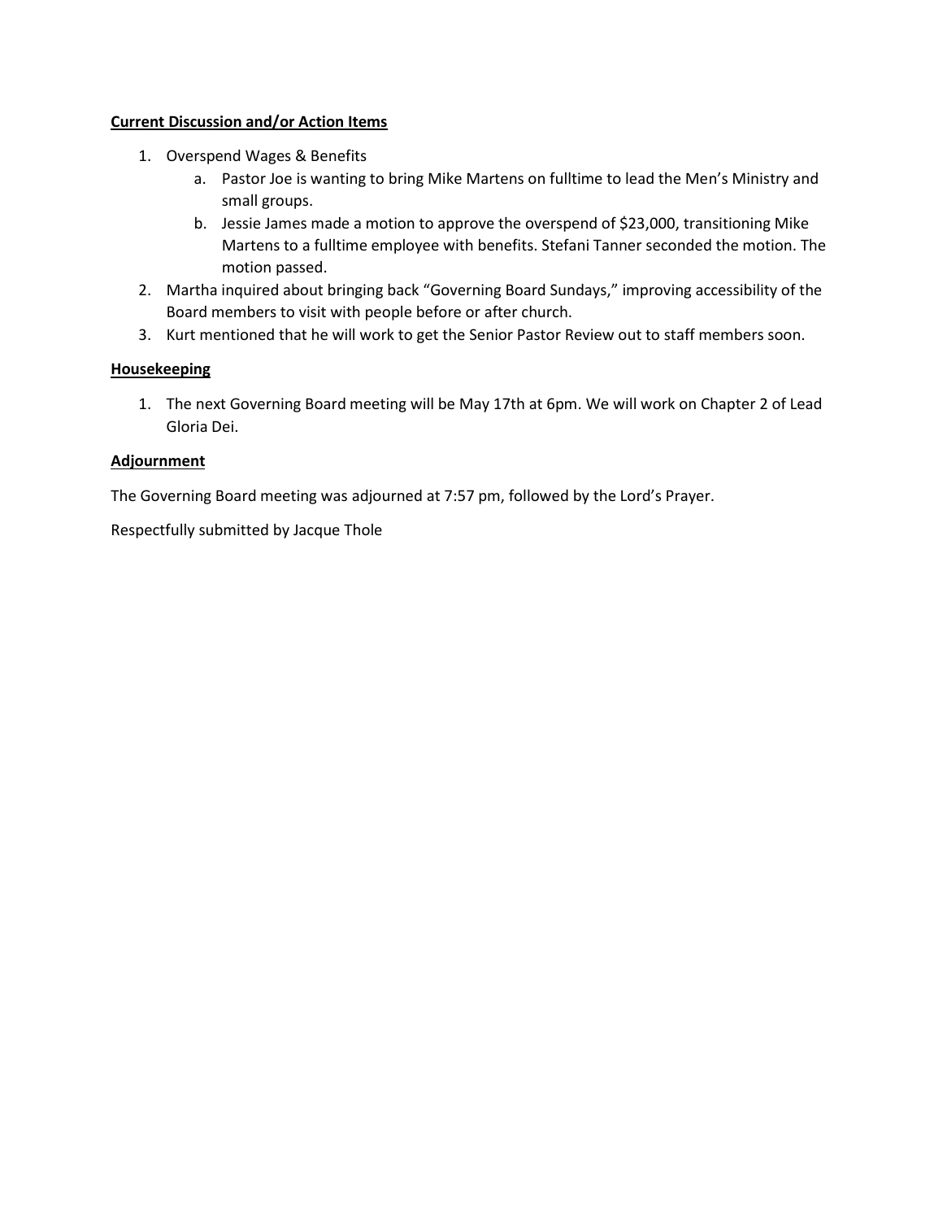**Current Discussion and/or Action Items**

1. Overspend Wages & Benefits
   a. Pastor Joe is wanting to bring Mike Martens on fulltime to lead the Men's Ministry and small groups.
   b. Jessie James made a motion to approve the overspend of $23,000, transitioning Mike Martens to a fulltime employee with benefits. Stefani Tanner seconded the motion. The motion passed.
2. Martha inquired about bringing back "Governing Board Sundays," improving accessibility of the Board members to visit with people before or after church.
3. Kurt mentioned that he will work to get the Senior Pastor Review out to staff members soon.

**Housekeeping**

1. The next Governing Board meeting will be May 17th at 6pm. We will work on Chapter 2 of Lead Gloria Dei.

**Adjournment**

The Governing Board meeting was adjourned at 7:57 pm, followed by the Lord's Prayer.

Respectfully submitted by Jacque Thole